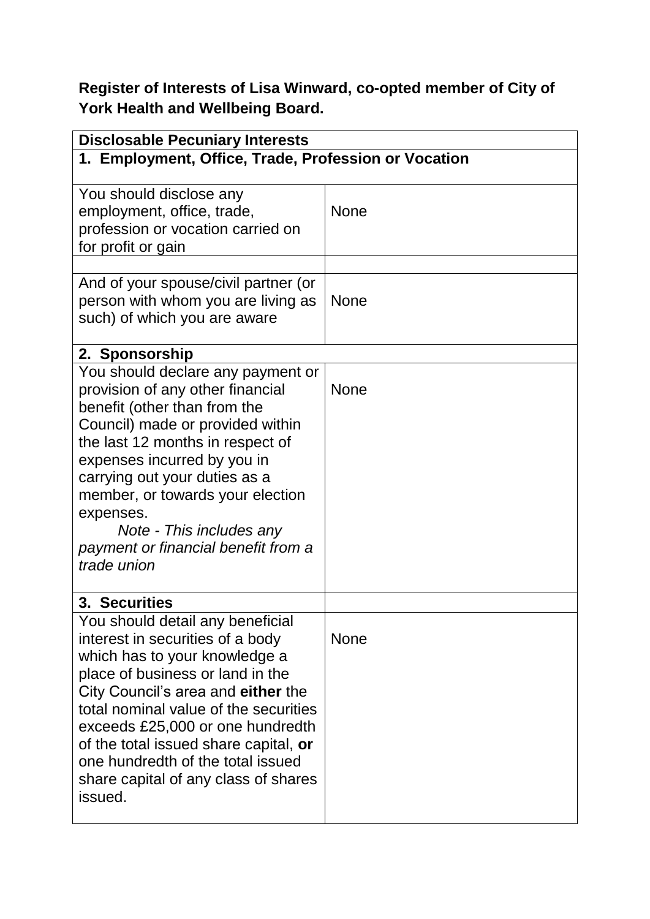**Register of Interests of Lisa Winward, co-opted member of City of York Health and Wellbeing Board.**

| **Disclosable Pecuniary Interests** | |
|---|---|
| **1. Employment, Office, Trade, Profession or Vocation** | |
| You should disclose any employment, office, trade, profession or vocation carried on for profit or gain | None |
| | |
| And of your spouse/civil partner (or person with whom you are living as such) of which you are aware | None |
| **2. Sponsorship** | |
| You should declare any payment or provision of any other financial benefit (other than from the Council) made or provided within the last 12 months in respect of expenses incurred by you in carrying out your duties as a member, or towards your election expenses. *Note - This includes any payment or financial benefit from a trade union* | None |
| **3. Securities** | |
| You should detail any beneficial interest in securities of a body which has to your knowledge a place of business or land in the City Council's area and **either** the total nominal value of the securities exceeds £25,000 or one hundredth of the total issued share capital, **or** one hundredth of the total issued share capital of any class of shares issued. | None |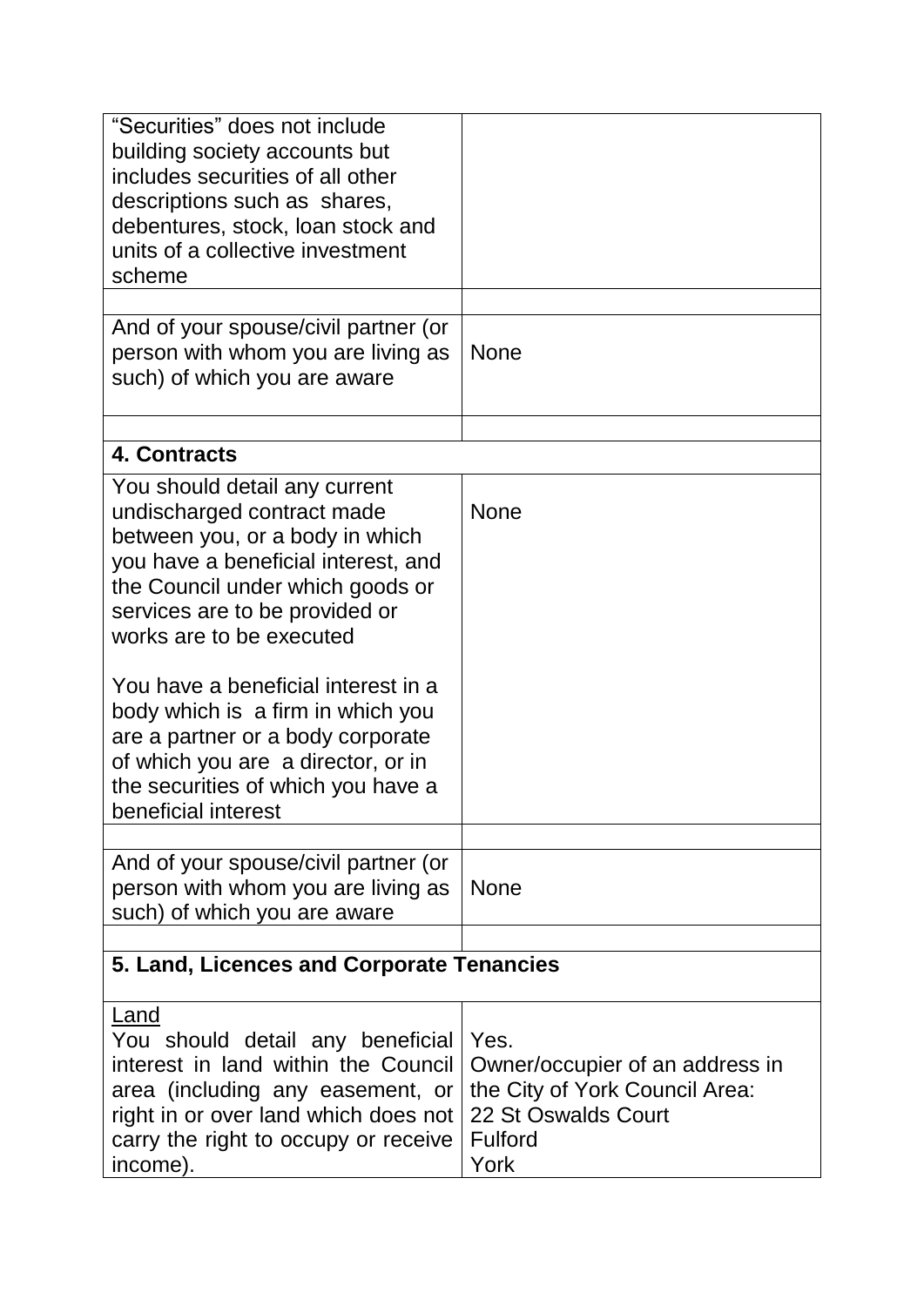| | |
|---|---|
| "Securities" does not include building society accounts but includes securities of all other descriptions such as shares, debentures, stock, loan stock and units of a collective investment scheme | |
| | |
| And of your spouse/civil partner (or person with whom you are living as such) of which you are aware | None |
| | |
| **4. Contracts** | |
| You should detail any current undischarged contract made between you, or a body in which you have a beneficial interest, and the Council under which goods or services are to be provided or works are to be executed<br><br>You have a beneficial interest in a body which is a firm in which you are a partner or a body corporate of which you are a director, or in the securities of which you have a beneficial interest | None |
| | |
| And of your spouse/civil partner (or person with whom you are living as such) of which you are aware | None |
| | |
| **5. Land, Licences and Corporate Tenancies** | |
| Land<br>You should detail any beneficial interest in land within the Council area (including any easement, or right in or over land which does not carry the right to occupy or receive income). | Yes.<br>Owner/occupier of an address in the City of York Council Area:<br>22 St Oswalds Court<br>Fulford<br>York |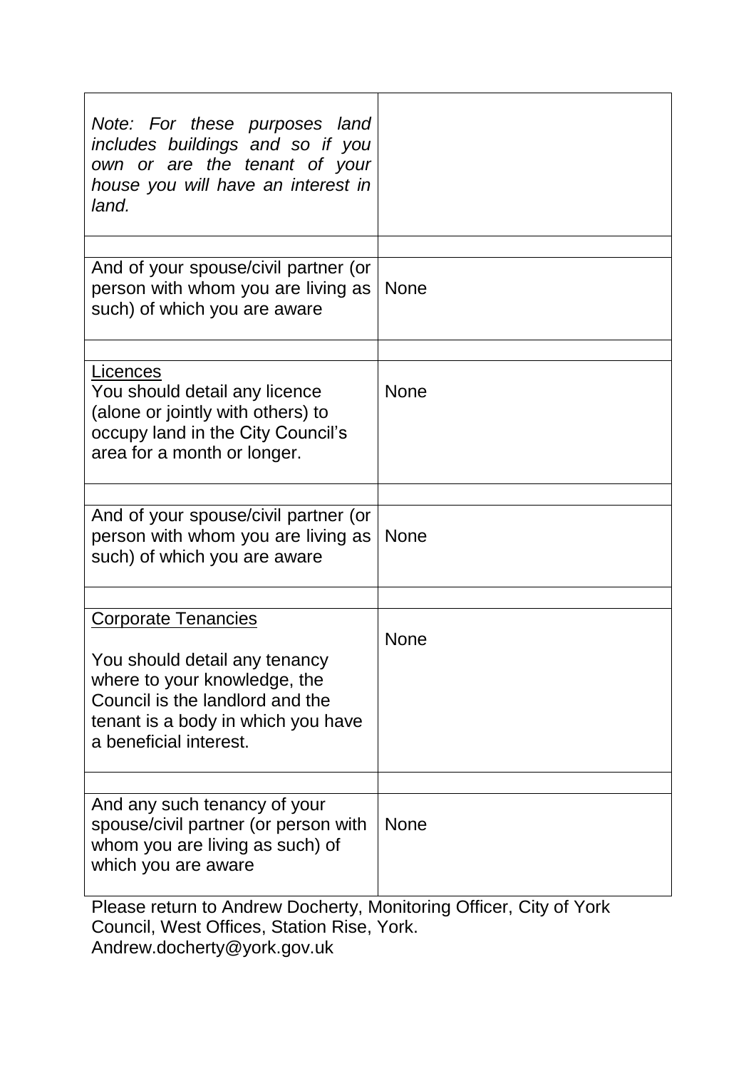| | |
|---|---|
| *Note: For these purposes land includes buildings and so if you own or are the tenant of your house you will have an interest in land.* | |
| | |
| And of your spouse/civil partner (or person with whom you are living as such) of which you are aware | None |
| | |
| Licences<br>You should detail any licence (alone or jointly with others) to occupy land in the City Council's area for a month or longer. | None |
| | |
| And of your spouse/civil partner (or person with whom you are living as such) of which you are aware | None |
| | |
| Corporate Tenancies<br><br>You should detail any tenancy where to your knowledge, the Council is the landlord and the tenant is a body in which you have a beneficial interest. | None |
| | |
| And any such tenancy of your spouse/civil partner (or person with whom you are living as such) of which you are aware | None |

Please return to Andrew Docherty, Monitoring Officer, City of York Council, West Offices, Station Rise, York.
Andrew.docherty@york.gov.uk